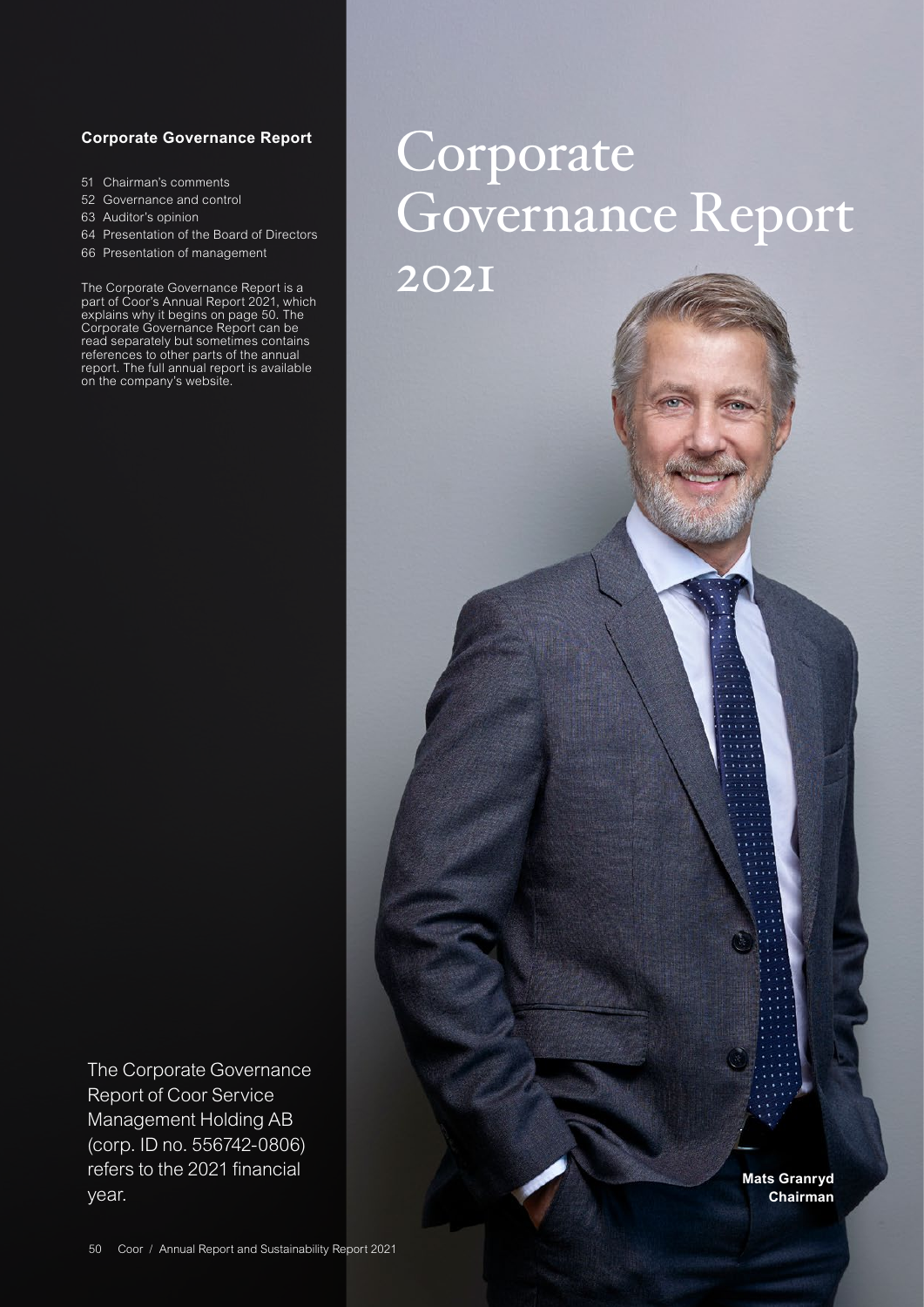**Corporate Governance Report**

- 51 Chairman's comments
- 52 Governance and control
- 63 Auditor's opinion
- 64 Presentation of the Board of Directors
- 66 Presentation of management

The Corporate Governance Report is a part of Coor's Annual Report 2021, which explains why it begins on page 50. The Corporate Governance Report can be read separately but sometimes contains references to other parts of the annual report. The full annual report is available on the company's website.

# Corporate Governance Report 2021

The Corporate Governance Report of Coor Service Management Holding AB (corp. ID no. 556742-0806) refers to the 2021 financial year.

**Mats Granryd**
**Chairman**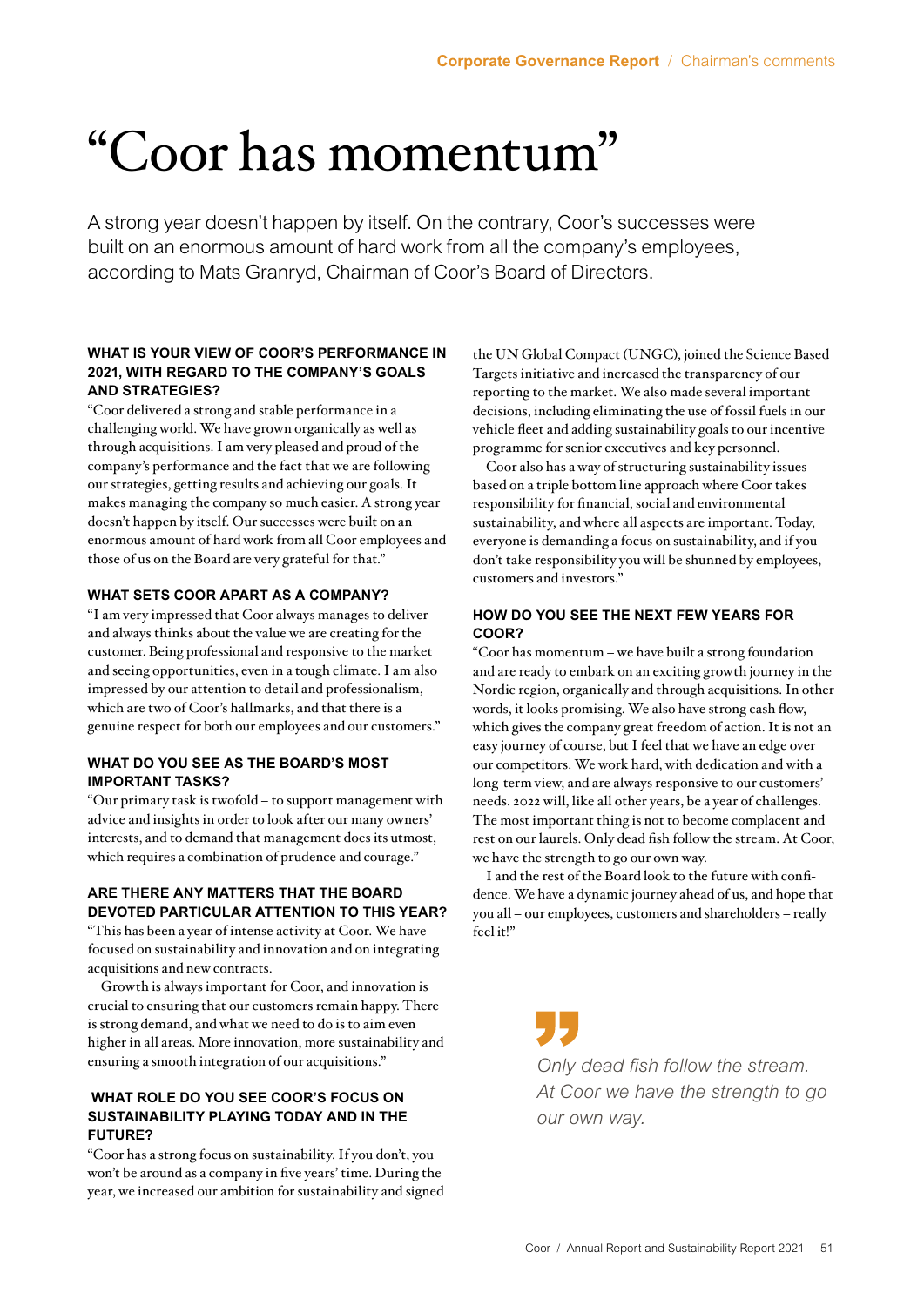# "Coor has momentum"

A strong year doesn't happen by itself. On the contrary, Coor's successes were built on an enormous amount of hard work from all the company's employees, according to Mats Granryd, Chairman of Coor's Board of Directors.

#### WHAT IS YOUR VIEW OF COOR'S PERFORMANCE IN 2021, WITH REGARD TO THE COMPANY'S GOALS AND STRATEGIES?

"Coor delivered a strong and stable performance in a challenging world. We have grown organically as well as through acquisitions. I am very pleased and proud of the company's performance and the fact that we are following our strategies, getting results and achieving our goals. It makes managing the company so much easier. A strong year doesn't happen by itself. Our successes were built on an enormous amount of hard work from all Coor employees and those of us on the Board are very grateful for that."

#### WHAT SETS COOR APART AS A COMPANY?

"I am very impressed that Coor always manages to deliver and always thinks about the value we are creating for the customer. Being professional and responsive to the market and seeing opportunities, even in a tough climate. I am also impressed by our attention to detail and professionalism, which are two of Coor's hallmarks, and that there is a genuine respect for both our employees and our customers."

#### WHAT DO YOU SEE AS THE BOARD'S MOST IMPORTANT TASKS?

"Our primary task is twofold – to support management with advice and insights in order to look after our many owners' interests, and to demand that management does its utmost, which requires a combination of prudence and courage."

#### ARE THERE ANY MATTERS THAT THE BOARD DEVOTED PARTICULAR ATTENTION TO THIS YEAR?

"This has been a year of intense activity at Coor. We have focused on sustainability and innovation and on integrating acquisitions and new contracts.

Growth is always important for Coor, and innovation is crucial to ensuring that our customers remain happy. There is strong demand, and what we need to do is to aim even higher in all areas. More innovation, more sustainability and ensuring a smooth integration of our acquisitions."

#### WHAT ROLE DO YOU SEE COOR'S FOCUS ON SUSTAINABILITY PLAYING TODAY AND IN THE FUTURE?

"Coor has a strong focus on sustainability. If you don't, you won't be around as a company in five years' time. During the year, we increased our ambition for sustainability and signed the UN Global Compact (UNGC), joined the Science Based Targets initiative and increased the transparency of our reporting to the market. We also made several important decisions, including eliminating the use of fossil fuels in our vehicle fleet and adding sustainability goals to our incentive programme for senior executives and key personnel.

Coor also has a way of structuring sustainability issues based on a triple bottom line approach where Coor takes responsibility for financial, social and environmental sustainability, and where all aspects are important. Today, everyone is demanding a focus on sustainability, and if you don't take responsibility you will be shunned by employees, customers and investors."

#### HOW DO YOU SEE THE NEXT FEW YEARS FOR COOR?

"Coor has momentum – we have built a strong foundation and are ready to embark on an exciting growth journey in the Nordic region, organically and through acquisitions. In other words, it looks promising. We also have strong cash flow, which gives the company great freedom of action. It is not an easy journey of course, but I feel that we have an edge over our competitors. We work hard, with dedication and with a long-term view, and are always responsive to our customers' needs. 2022 will, like all other years, be a year of challenges. The most important thing is not to become complacent and rest on our laurels. Only dead fish follow the stream. At Coor, we have the strength to go our own way.

I and the rest of the Board look to the future with confidence. We have a dynamic journey ahead of us, and hope that you all – our employees, customers and shareholders – really feel it!"

> *Only dead fish follow the stream. At Coor we have the strength to go our own way.*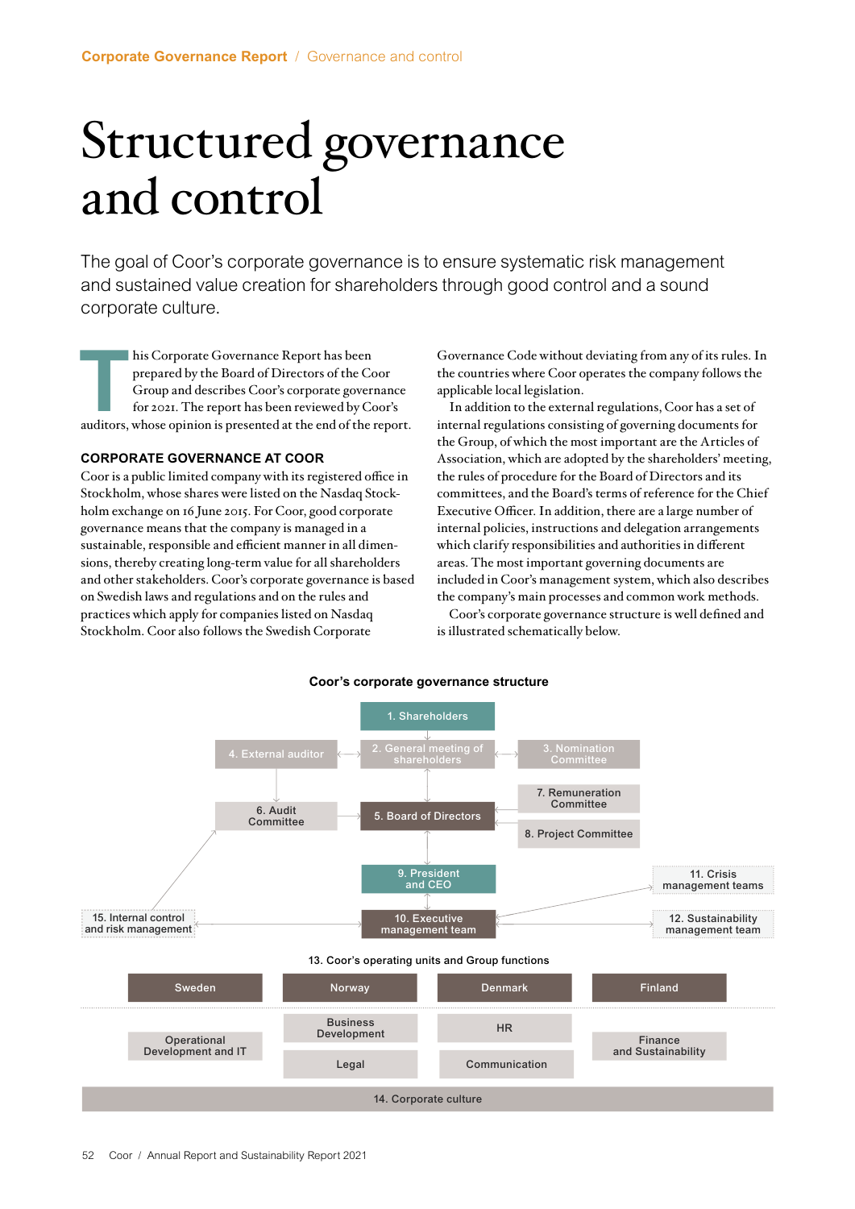# Structured governance and control

The goal of Coor's corporate governance is to ensure systematic risk management and sustained value creation for shareholders through good control and a sound corporate culture.

This Corporate Governance Report has been prepared by the Board of Directors of the Coor Group and describes Coor's corporate governance for 2021. The report has been reviewed by Coor's auditors, whose opinion is presented at the end of the report.

### CORPORATE GOVERNANCE AT COOR

Coor is a public limited company with its registered office in Stockholm, whose shares were listed on the Nasdaq Stockholm exchange on 16 June 2015. For Coor, good corporate governance means that the company is managed in a sustainable, responsible and efficient manner in all dimensions, thereby creating long-term value for all shareholders and other stakeholders. Coor's corporate governance is based on Swedish laws and regulations and on the rules and practices which apply for companies listed on Nasdaq Stockholm. Coor also follows the Swedish Corporate Governance Code without deviating from any of its rules. In the countries where Coor operates the company follows the applicable local legislation.

In addition to the external regulations, Coor has a set of internal regulations consisting of governing documents for the Group, of which the most important are the Articles of Association, which are adopted by the shareholders' meeting, the rules of procedure for the Board of Directors and its committees, and the Board's terms of reference for the Chief Executive Officer. In addition, there are a large number of internal policies, instructions and delegation arrangements which clarify responsibilities and authorities in different areas. The most important governing documents are included in Coor's management system, which also describes the company's main processes and common work methods.

Coor's corporate governance structure is well defined and is illustrated schematically below.

**Coor's corporate governance structure**

1. Shareholders
2. General meeting of shareholders
3. Nomination Committee
4. External auditor
5. Board of Directors
6. Audit Committee
7. Remuneration Committee
8. Project Committee
9. President and CEO
10. Executive management team
11. Crisis management teams
12. Sustainability management team
13. Coor's operating units and Group functions
    - Sweden
    - Norway
    - Denmark
    - Finland
    - Operational Development and IT
    - Business Development
    - Legal
    - HR
    - Communication
    - Finance and Sustainability
14. Corporate culture
15. Internal control and risk management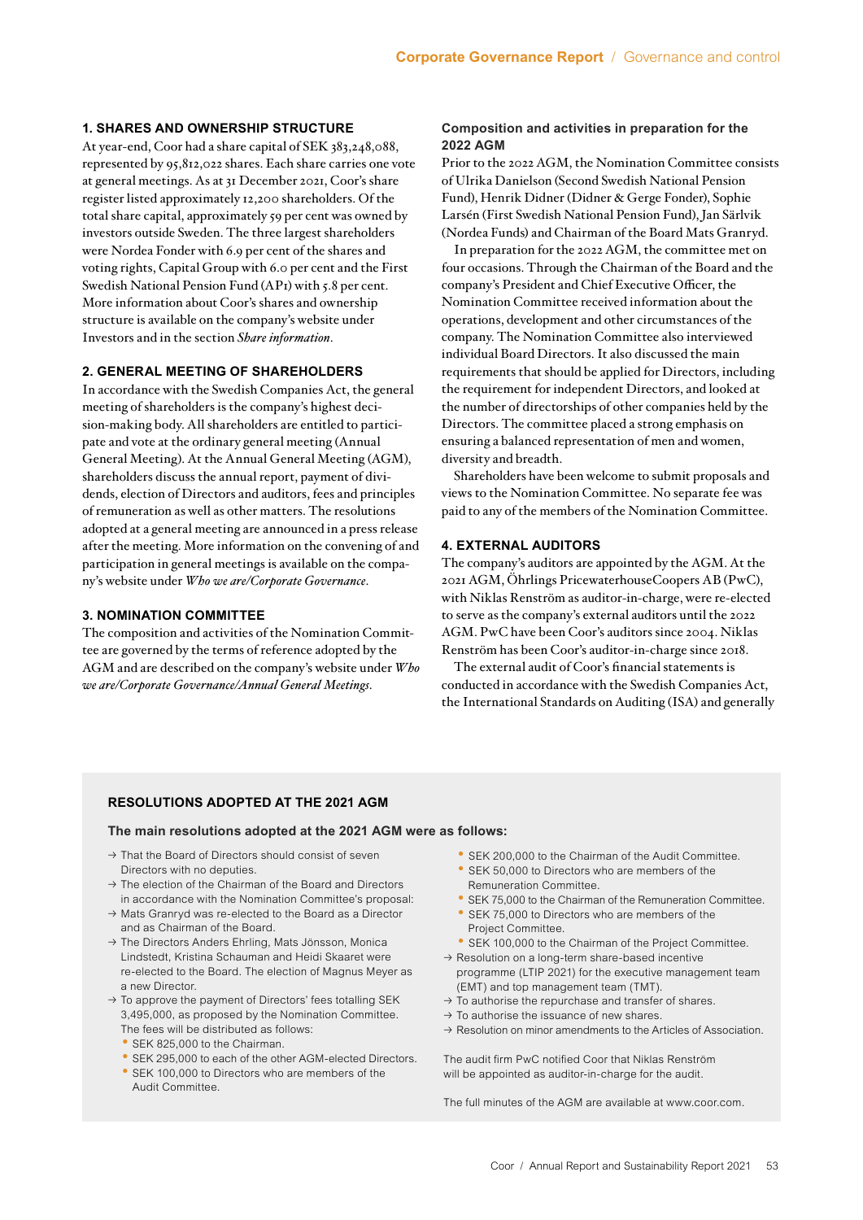### 1. SHARES AND OWNERSHIP STRUCTURE

At year-end, Coor had a share capital of SEK 383,248,088, represented by 95,812,022 shares. Each share carries one vote at general meetings. As at 31 December 2021, Coor's share register listed approximately 12,200 shareholders. Of the total share capital, approximately 59 per cent was owned by investors outside Sweden. The three largest shareholders were Nordea Fonder with 6.9 per cent of the shares and voting rights, Capital Group with 6.0 per cent and the First Swedish National Pension Fund (AP1) with 5.8 per cent. More information about Coor's shares and ownership structure is available on the company's website under Investors and in the section *Share information*.

### 2. GENERAL MEETING OF SHAREHOLDERS

In accordance with the Swedish Companies Act, the general meeting of shareholders is the company's highest decision-making body. All shareholders are entitled to participate and vote at the ordinary general meeting (Annual General Meeting). At the Annual General Meeting (AGM), shareholders discuss the annual report, payment of dividends, election of Directors and auditors, fees and principles of remuneration as well as other matters. The resolutions adopted at a general meeting are announced in a press release after the meeting. More information on the convening of and participation in general meetings is available on the company's website under *Who we are/Corporate Governance*.

### 3. NOMINATION COMMITTEE

The composition and activities of the Nomination Committee are governed by the terms of reference adopted by the AGM and are described on the company's website under *Who we are/Corporate Governance/Annual General Meetings*.

#### Composition and activities in preparation for the 2022 AGM

Prior to the 2022 AGM, the Nomination Committee consists of Ulrika Danielson (Second Swedish National Pension Fund), Henrik Didner (Didner & Gerge Fonder), Sophie Larsén (First Swedish National Pension Fund), Jan Särlvik (Nordea Funds) and Chairman of the Board Mats Granryd.

In preparation for the 2022 AGM, the committee met on four occasions. Through the Chairman of the Board and the company's President and Chief Executive Officer, the Nomination Committee received information about the operations, development and other circumstances of the company. The Nomination Committee also interviewed individual Board Directors. It also discussed the main requirements that should be applied for Directors, including the requirement for independent Directors, and looked at the number of directorships of other companies held by the Directors. The committee placed a strong emphasis on ensuring a balanced representation of men and women, diversity and breadth.

Shareholders have been welcome to submit proposals and views to the Nomination Committee. No separate fee was paid to any of the members of the Nomination Committee.

### 4. EXTERNAL AUDITORS

The company's auditors are appointed by the AGM. At the 2021 AGM, Öhrlings PricewaterhouseCoopers AB (PwC), with Niklas Renström as auditor-in-charge, were re-elected to serve as the company's external auditors until the 2022 AGM. PwC have been Coor's auditors since 2004. Niklas Renström has been Coor's auditor-in-charge since 2018.

The external audit of Coor's financial statements is conducted in accordance with the Swedish Companies Act, the International Standards on Auditing (ISA) and generally

### RESOLUTIONS ADOPTED AT THE 2021 AGM

**The main resolutions adopted at the 2021 AGM were as follows:**

- → That the Board of Directors should consist of seven Directors with no deputies.
- → The election of the Chairman of the Board and Directors in accordance with the Nomination Committee's proposal:
- → Mats Granryd was re-elected to the Board as a Director and as Chairman of the Board.
- → The Directors Anders Ehrling, Mats Jönsson, Monica Lindstedt, Kristina Schauman and Heidi Skaaret were re-elected to the Board. The election of Magnus Meyer as a new Director.
- → To approve the payment of Directors' fees totalling SEK 3,495,000, as proposed by the Nomination Committee. The fees will be distributed as follows:
  - SEK 825,000 to the Chairman.
  - SEK 295,000 to each of the other AGM-elected Directors.
  - SEK 100,000 to Directors who are members of the Audit Committee.
  - SEK 200,000 to the Chairman of the Audit Committee.
  - SEK 50,000 to Directors who are members of the Remuneration Committee.
  - SEK 75,000 to the Chairman of the Remuneration Committee.
  - SEK 75,000 to Directors who are members of the Project Committee.
  - SEK 100,000 to the Chairman of the Project Committee.
- → Resolution on a long-term share-based incentive programme (LTIP 2021) for the executive management team (EMT) and top management team (TMT).
- → To authorise the repurchase and transfer of shares.
- → To authorise the issuance of new shares.
- → Resolution on minor amendments to the Articles of Association.

The audit firm PwC notified Coor that Niklas Renström will be appointed as auditor-in-charge for the audit.

The full minutes of the AGM are available at www.coor.com.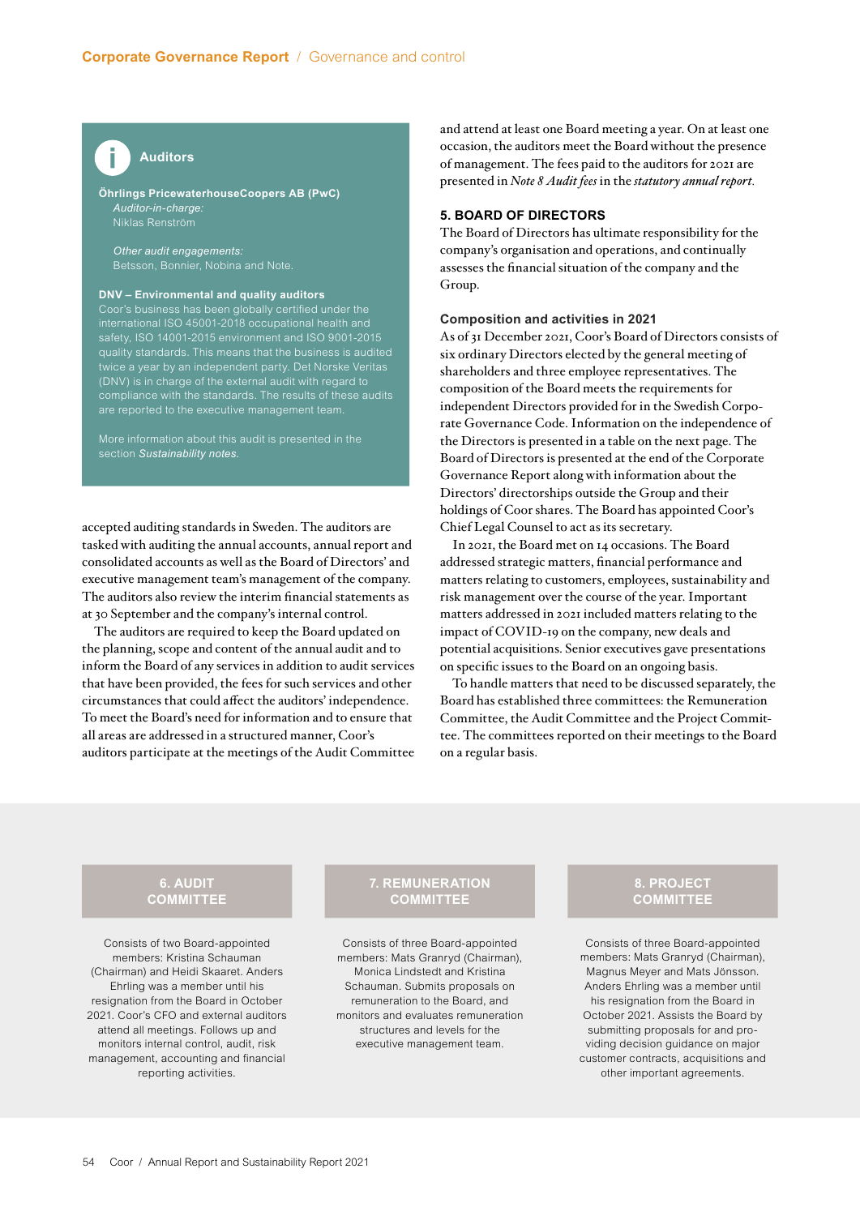## Auditors

**Öhrlings PricewaterhouseCoopers AB (PwC)**
*Auditor-in-charge:*
Niklas Renström

*Other audit engagements:*
Betsson, Bonnier, Nobina and Note.

**DNV – Environmental and quality auditors**
Coor's business has been globally certified under the international ISO 45001-2018 occupational health and safety, ISO 14001-2015 environment and ISO 9001-2015 quality standards. This means that the business is audited twice a year by an independent party. Det Norske Veritas (DNV) is in charge of the external audit with regard to compliance with the standards. The results of these audits are reported to the executive management team.

More information about this audit is presented in the section *Sustainability notes.*

accepted auditing standards in Sweden. The auditors are tasked with auditing the annual accounts, annual report and consolidated accounts as well as the Board of Directors' and executive management team's management of the company. The auditors also review the interim financial statements as at 30 September and the company's internal control.

The auditors are required to keep the Board updated on the planning, scope and content of the annual audit and to inform the Board of any services in addition to audit services that have been provided, the fees for such services and other circumstances that could affect the auditors' independence. To meet the Board's need for information and to ensure that all areas are addressed in a structured manner, Coor's auditors participate at the meetings of the Audit Committee and attend at least one Board meeting a year. On at least one occasion, the auditors meet the Board without the presence of management. The fees paid to the auditors for 2021 are presented in *Note 8 Audit fees* in the *statutory annual report.*

## 5. BOARD OF DIRECTORS

The Board of Directors has ultimate responsibility for the company's organisation and operations, and continually assesses the financial situation of the company and the Group.

### Composition and activities in 2021

As of 31 December 2021, Coor's Board of Directors consists of six ordinary Directors elected by the general meeting of shareholders and three employee representatives. The composition of the Board meets the requirements for independent Directors provided for in the Swedish Corporate Governance Code. Information on the independence of the Directors is presented in a table on the next page. The Board of Directors is presented at the end of the Corporate Governance Report along with information about the Directors' directorships outside the Group and their holdings of Coor shares. The Board has appointed Coor's Chief Legal Counsel to act as its secretary.

In 2021, the Board met on 14 occasions. The Board addressed strategic matters, financial performance and matters relating to customers, employees, sustainability and risk management over the course of the year. Important matters addressed in 2021 included matters relating to the impact of COVID-19 on the company, new deals and potential acquisitions. Senior executives gave presentations on specific issues to the Board on an ongoing basis.

To handle matters that need to be discussed separately, the Board has established three committees: the Remuneration Committee, the Audit Committee and the Project Committee. The committees reported on their meetings to the Board on a regular basis.

## 6. AUDIT COMMITTEE

Consists of two Board-appointed members: Kristina Schauman (Chairman) and Heidi Skaaret. Anders Ehrling was a member until his resignation from the Board in October 2021. Coor's CFO and external auditors attend all meetings. Follows up and monitors internal control, audit, risk management, accounting and financial reporting activities.

## 7. REMUNERATION COMMITTEE

Consists of three Board-appointed members: Mats Granryd (Chairman), Monica Lindstedt and Kristina Schauman. Submits proposals on remuneration to the Board, and monitors and evaluates remuneration structures and levels for the executive management team.

## 8. PROJECT COMMITTEE

Consists of three Board-appointed members: Mats Granryd (Chairman), Magnus Meyer and Mats Jönsson. Anders Ehrling was a member until his resignation from the Board in October 2021. Assists the Board by submitting proposals for and providing decision guidance on major customer contracts, acquisitions and other important agreements.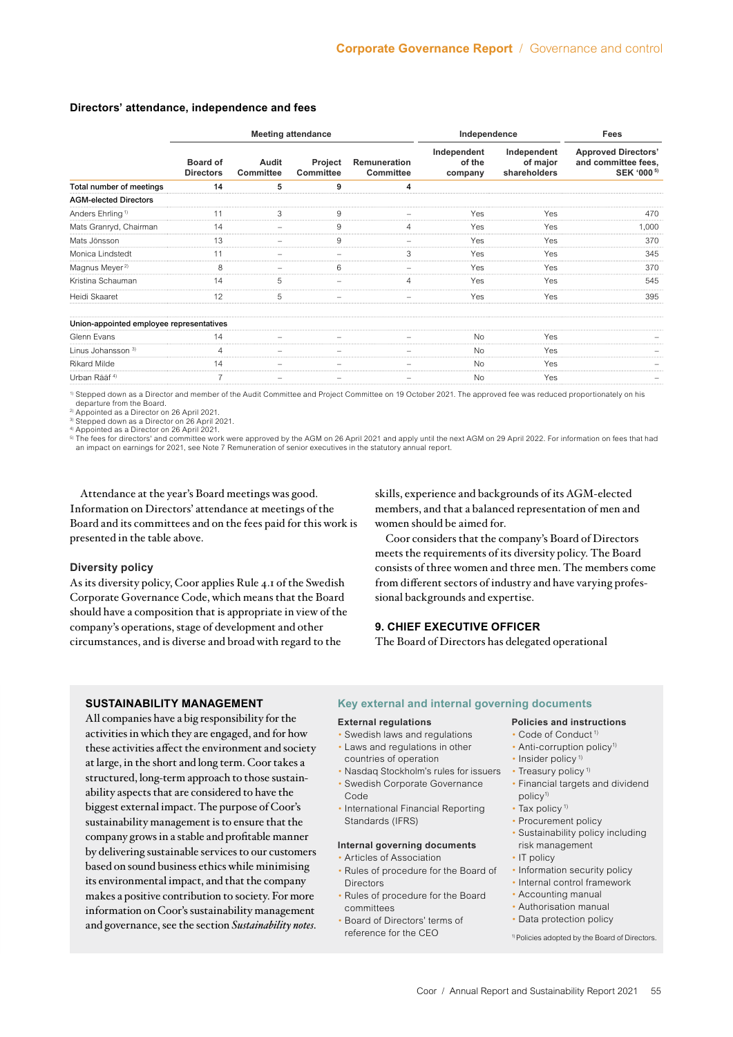### Directors' attendance, independence and fees

| | Meeting attendance | | | | Independence | | Fees |
|---|---|---|---|---|---|---|---|
| | Board of Directors | Audit Committee | Project Committee | Remuneration Committee | Independent of the company | Independent of major shareholders | Approved Directors' and committee fees, SEK '000 [5] |
| **Total number of meetings** | **14** | **5** | **9** | **4** | | | |
| **AGM-elected Directors** | | | | | | | |
| Anders Ehrling [1] | 11 | 3 | 9 | – | Yes | Yes | 470 |
| Mats Granryd, Chairman | 14 | – | 9 | 4 | Yes | Yes | 1,000 |
| Mats Jönsson | 13 | – | 9 | – | Yes | Yes | 370 |
| Monica Lindstedt | 11 | – | – | 3 | Yes | Yes | 345 |
| Magnus Meyer [2] | 8 | – | 6 | – | Yes | Yes | 370 |
| Kristina Schauman | 14 | 5 | – | 4 | Yes | Yes | 545 |
| Heidi Skaaret | 12 | 5 | – | – | Yes | Yes | 395 |
| **Union-appointed employee representatives** | | | | | | | |
| Glenn Evans | 14 | – | – | – | No | Yes | – |
| Linus Johansson [3] | 4 | – | – | – | No | Yes | – |
| Rikard Milde | 14 | – | – | – | No | Yes | – |
| Urban Rääf [4] | 7 | – | – | – | No | Yes | – |

[1] Stepped down as a Director and member of the Audit Committee and Project Committee on 19 October 2021. The approved fee was reduced proportionately on his departure from the Board.
[2] Appointed as a Director on 26 April 2021.
[3] Stepped down as a Director on 26 April 2021.
[4] Appointed as a Director on 26 April 2021.
[5] The fees for directors' and committee work were approved by the AGM on 26 April 2021 and apply until the next AGM on 29 April 2022. For information on fees that had an impact on earnings for 2021, see Note 7 Remuneration of senior executives in the statutory annual report.

Attendance at the year's Board meetings was good. Information on Directors' attendance at meetings of the Board and its committees and on the fees paid for this work is presented in the table above.

#### Diversity policy

As its diversity policy, Coor applies Rule 4.1 of the Swedish Corporate Governance Code, which means that the Board should have a composition that is appropriate in view of the company's operations, stage of development and other circumstances, and is diverse and broad with regard to the skills, experience and backgrounds of its AGM-elected members, and that a balanced representation of men and women should be aimed for.

Coor considers that the company's Board of Directors meets the requirements of its diversity policy. The Board consists of three women and three men. The members come from different sectors of industry and have varying professional backgrounds and expertise.

### 9. CHIEF EXECUTIVE OFFICER

The Board of Directors has delegated operational

#### SUSTAINABILITY MANAGEMENT

All companies have a big responsibility for the activities in which they are engaged, and for how these activities affect the environment and society at large, in the short and long term. Coor takes a structured, long-term approach to those sustainability aspects that are considered to have the biggest external impact. The purpose of Coor's sustainability management is to ensure that the company grows in a stable and profitable manner by delivering sustainable services to our customers based on sound business ethics while minimising its environmental impact, and that the company makes a positive contribution to society. For more information on Coor's sustainability management and governance, see the section *Sustainability notes*.

#### Key external and internal governing documents

**External regulations**
- Swedish laws and regulations
- Laws and regulations in other countries of operation
- Nasdaq Stockholm's rules for issuers
- Swedish Corporate Governance Code
- International Financial Reporting Standards (IFRS)

**Internal governing documents**
- Articles of Association
- Rules of procedure for the Board of Directors
- Rules of procedure for the Board committees
- Board of Directors' terms of reference for the CEO

**Policies and instructions**
- Code of Conduct [1]
- Anti-corruption policy [1]
- Insider policy [1]
- Treasury policy [1]
- Financial targets and dividend policy [1]
- Tax policy [1]
- Procurement policy
- Sustainability policy including risk management
- IT policy
- Information security policy
- Internal control framework
- Accounting manual
- Authorisation manual
- Data protection policy

[1] Policies adopted by the Board of Directors.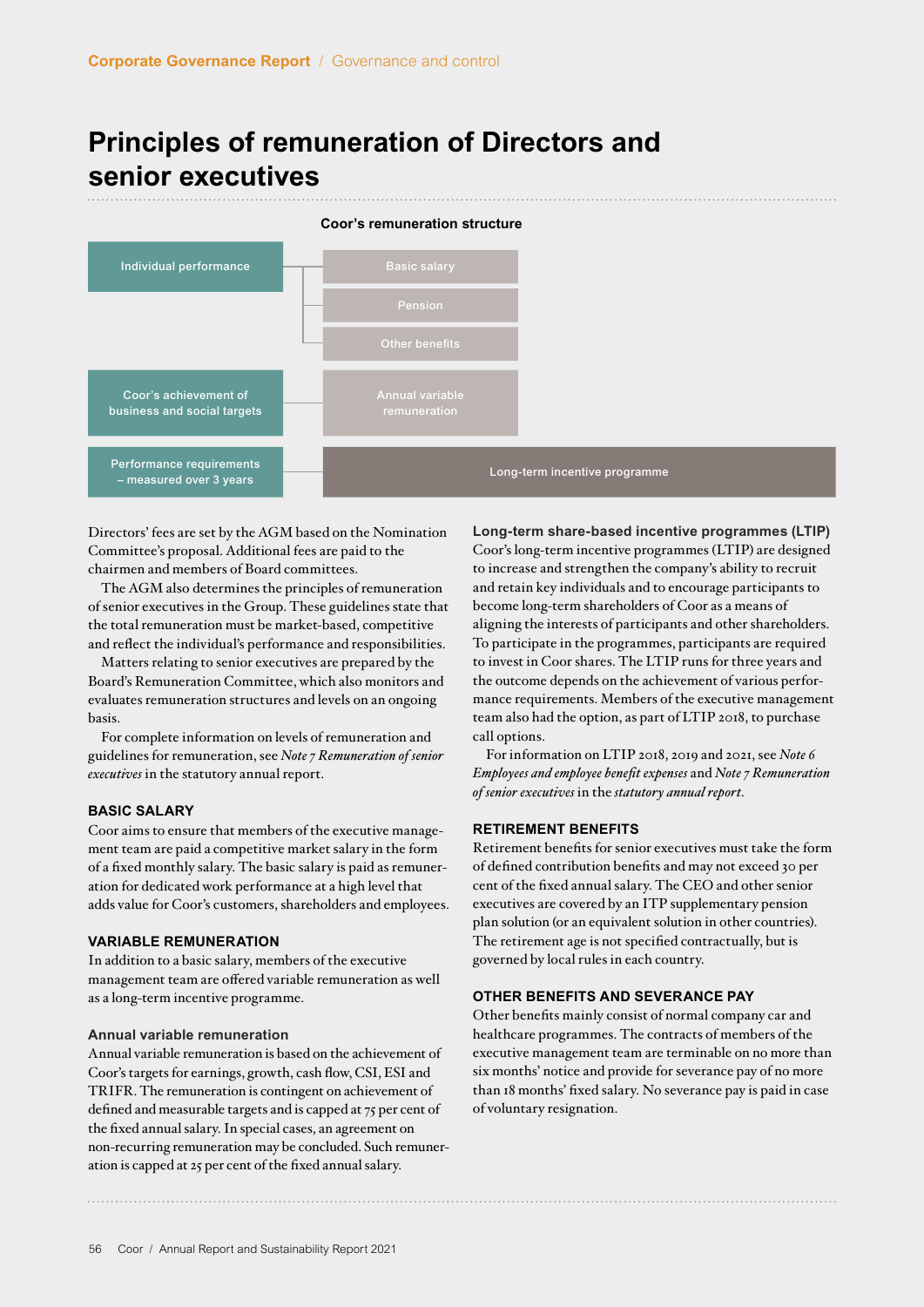# Principles of remuneration of Directors and senior executives

**Coor's remuneration structure**

| Driver | Remuneration component |
|---|---|
| Individual performance | Basic salary |
| | Pension |
| | Other benefits |
| Coor's achievement of business and social targets | Annual variable remuneration |
| Performance requirements – measured over 3 years | Long-term incentive programme |

Directors' fees are set by the AGM based on the Nomination Committee's proposal. Additional fees are paid to the chairmen and members of Board committees.

The AGM also determines the principles of remuneration of senior executives in the Group. These guidelines state that the total remuneration must be market-based, competitive and reflect the individual's performance and responsibilities.

Matters relating to senior executives are prepared by the Board's Remuneration Committee, which also monitors and evaluates remuneration structures and levels on an ongoing basis.

For complete information on levels of remuneration and guidelines for remuneration, see *Note 7 Remuneration of senior executives* in the statutory annual report.

## BASIC SALARY

Coor aims to ensure that members of the executive management team are paid a competitive market salary in the form of a fixed monthly salary. The basic salary is paid as remuneration for dedicated work performance at a high level that adds value for Coor's customers, shareholders and employees.

## VARIABLE REMUNERATION

In addition to a basic salary, members of the executive management team are offered variable remuneration as well as a long-term incentive programme.

### Annual variable remuneration

Annual variable remuneration is based on the achievement of Coor's targets for earnings, growth, cash flow, CSI, ESI and TRIFR. The remuneration is contingent on achievement of defined and measurable targets and is capped at 75 per cent of the fixed annual salary. In special cases, an agreement on non-recurring remuneration may be concluded. Such remuneration is capped at 25 per cent of the fixed annual salary.

### Long-term share-based incentive programmes (LTIP)

Coor's long-term incentive programmes (LTIP) are designed to increase and strengthen the company's ability to recruit and retain key individuals and to encourage participants to become long-term shareholders of Coor as a means of aligning the interests of participants and other shareholders. To participate in the programmes, participants are required to invest in Coor shares. The LTIP runs for three years and the outcome depends on the achievement of various performance requirements. Members of the executive management team also had the option, as part of LTIP 2018, to purchase call options.

For information on LTIP 2018, 2019 and 2021, see *Note 6 Employees and employee benefit expenses* and *Note 7 Remuneration of senior executives* in the *statutory annual report*.

## RETIREMENT BENEFITS

Retirement benefits for senior executives must take the form of defined contribution benefits and may not exceed 30 per cent of the fixed annual salary. The CEO and other senior executives are covered by an ITP supplementary pension plan solution (or an equivalent solution in other countries). The retirement age is not specified contractually, but is governed by local rules in each country.

## OTHER BENEFITS AND SEVERANCE PAY

Other benefits mainly consist of normal company car and healthcare programmes. The contracts of members of the executive management team are terminable on no more than six months' notice and provide for severance pay of no more than 18 months' fixed salary. No severance pay is paid in case of voluntary resignation.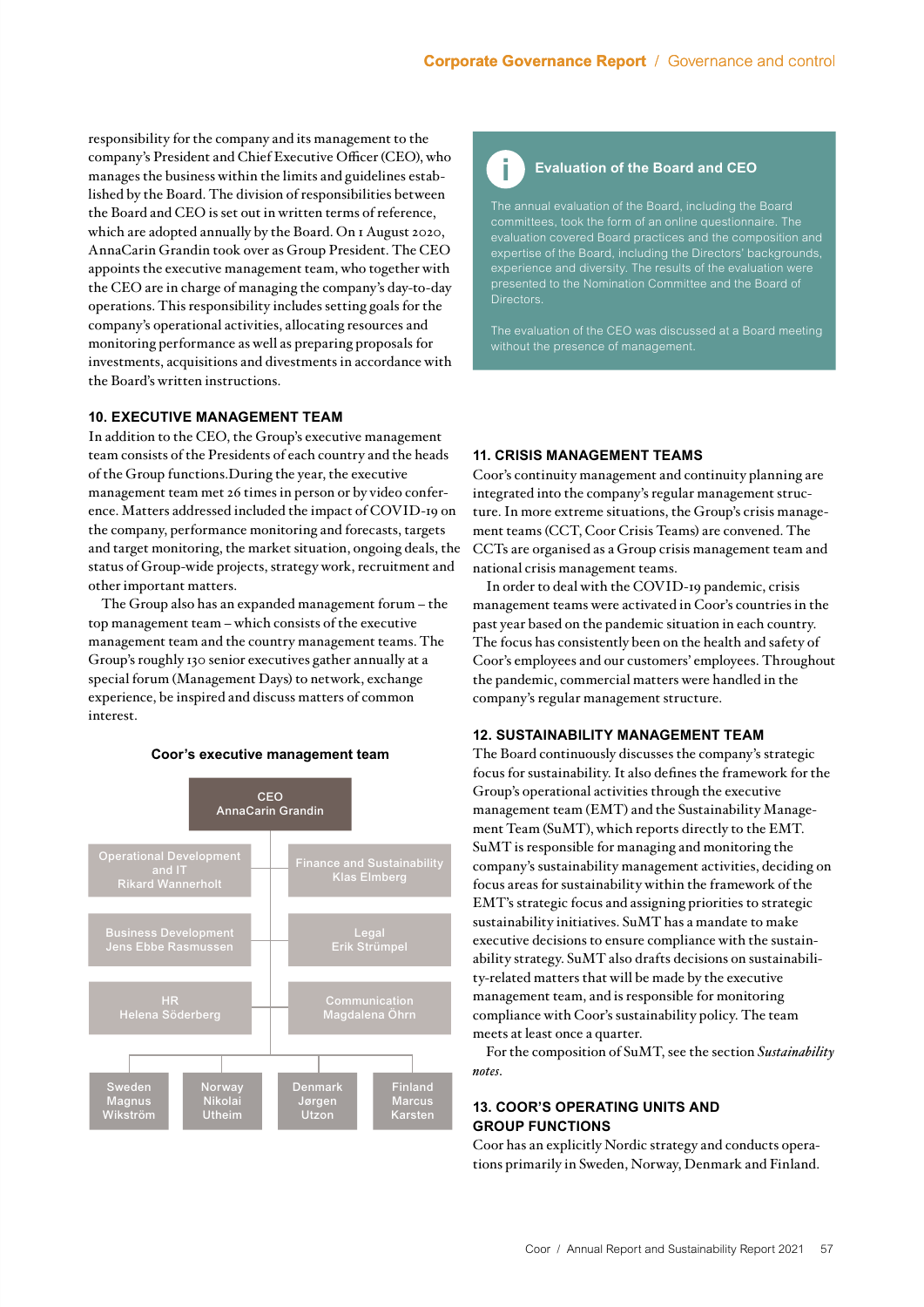responsibility for the company and its management to the company's President and Chief Executive Officer (CEO), who manages the business within the limits and guidelines established by the Board. The division of responsibilities between the Board and CEO is set out in written terms of reference, which are adopted annually by the Board. On 1 August 2020, AnnaCarin Grandin took over as Group President. The CEO appoints the executive management team, who together with the CEO are in charge of managing the company's day-to-day operations. This responsibility includes setting goals for the company's operational activities, allocating resources and monitoring performance as well as preparing proposals for investments, acquisitions and divestments in accordance with the Board's written instructions.

## 10. EXECUTIVE MANAGEMENT TEAM

In addition to the CEO, the Group's executive management team consists of the Presidents of each country and the heads of the Group functions.During the year, the executive management team met 26 times in person or by video conference. Matters addressed included the impact of COVID-19 on the company, performance monitoring and forecasts, targets and target monitoring, the market situation, ongoing deals, the status of Group-wide projects, strategy work, recruitment and other important matters.

The Group also has an expanded management forum – the top management team – which consists of the executive management team and the country management teams. The Group's roughly 130 senior executives gather annually at a special forum (Management Days) to network, exchange experience, be inspired and discuss matters of common interest.

**Coor's executive management team**

- CEO: AnnaCarin Grandin
  - Operational Development and IT: Rikard Wannerholt
  - Finance and Sustainability: Klas Elmberg
  - Business Development: Jens Ebbe Rasmussen
  - Legal: Erik Strümpel
  - HR: Helena Söderberg
  - Communication: Magdalena Öhrn
  - Sweden: Magnus Wikström
  - Norway: Nikolai Utheim
  - Denmark: Jørgen Utzon
  - Finland: Marcus Karsten

### Evaluation of the Board and CEO

The annual evaluation of the Board, including the Board committees, took the form of an online questionnaire. The evaluation covered Board practices and the composition and expertise of the Board, including the Directors' backgrounds, experience and diversity. The results of the evaluation were presented to the Nomination Committee and the Board of Directors.

The evaluation of the CEO was discussed at a Board meeting without the presence of management.

## 11. CRISIS MANAGEMENT TEAMS

Coor's continuity management and continuity planning are integrated into the company's regular management structure. In more extreme situations, the Group's crisis management teams (CCT, Coor Crisis Teams) are convened. The CCTs are organised as a Group crisis management team and national crisis management teams.

In order to deal with the COVID-19 pandemic, crisis management teams were activated in Coor's countries in the past year based on the pandemic situation in each country. The focus has consistently been on the health and safety of Coor's employees and our customers' employees. Throughout the pandemic, commercial matters were handled in the company's regular management structure.

## 12. SUSTAINABILITY MANAGEMENT TEAM

The Board continuously discusses the company's strategic focus for sustainability. It also defines the framework for the Group's operational activities through the executive management team (EMT) and the Sustainability Management Team (SuMT), which reports directly to the EMT. SuMT is responsible for managing and monitoring the company's sustainability management activities, deciding on focus areas for sustainability within the framework of the EMT's strategic focus and assigning priorities to strategic sustainability initiatives. SuMT has a mandate to make executive decisions to ensure compliance with the sustainability strategy. SuMT also drafts decisions on sustainability-related matters that will be made by the executive management team, and is responsible for monitoring compliance with Coor's sustainability policy. The team meets at least once a quarter.

For the composition of SuMT, see the section *Sustainability notes*.

## 13. COOR'S OPERATING UNITS AND GROUP FUNCTIONS

Coor has an explicitly Nordic strategy and conducts operations primarily in Sweden, Norway, Denmark and Finland.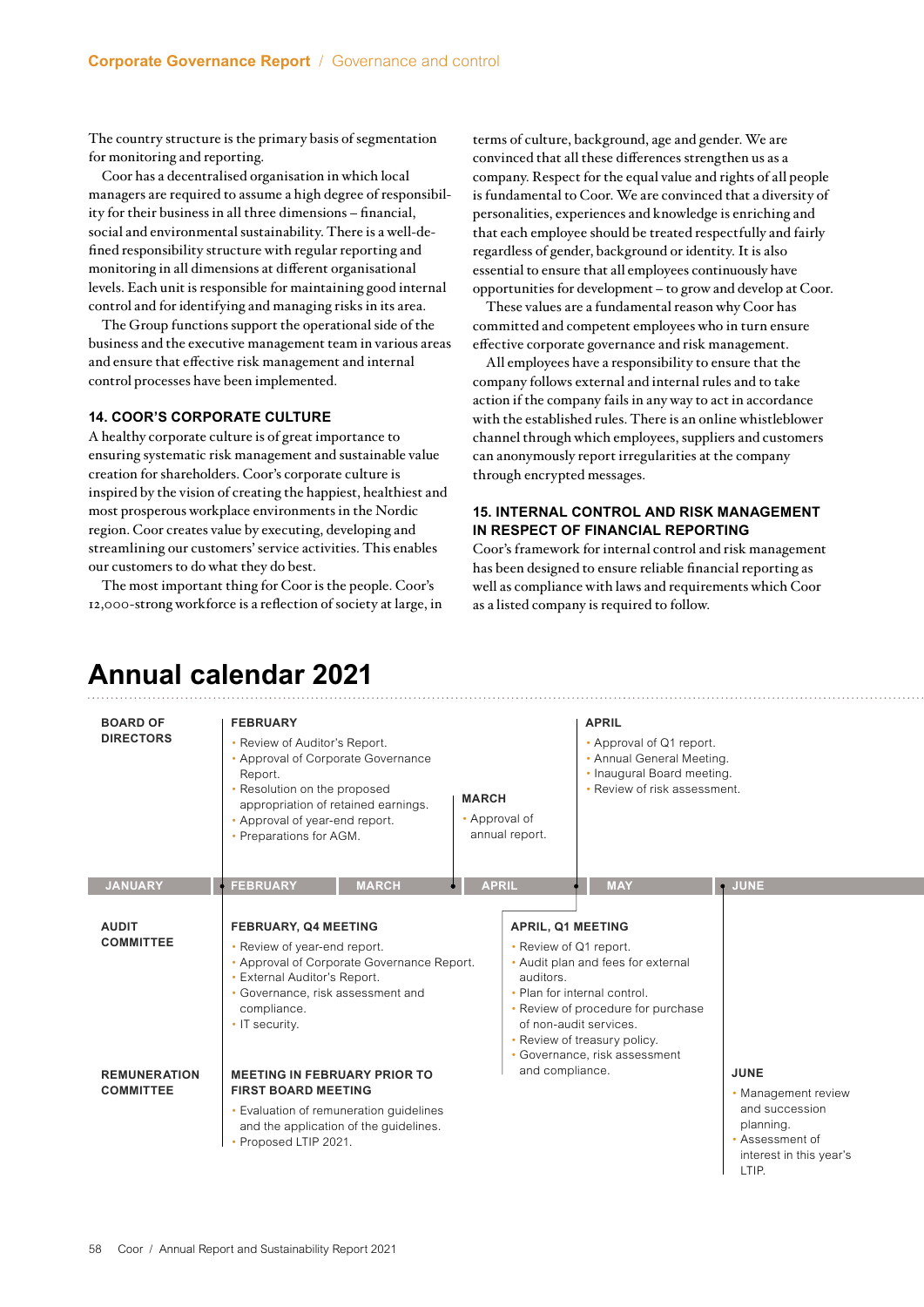The country structure is the primary basis of segmentation for monitoring and reporting.

Coor has a decentralised organisation in which local managers are required to assume a high degree of responsibility for their business in all three dimensions – financial, social and environmental sustainability. There is a well-defined responsibility structure with regular reporting and monitoring in all dimensions at different organisational levels. Each unit is responsible for maintaining good internal control and for identifying and managing risks in its area.

The Group functions support the operational side of the business and the executive management team in various areas and ensure that effective risk management and internal control processes have been implemented.

### 14. COOR'S CORPORATE CULTURE

A healthy corporate culture is of great importance to ensuring systematic risk management and sustainable value creation for shareholders. Coor's corporate culture is inspired by the vision of creating the happiest, healthiest and most prosperous workplace environments in the Nordic region. Coor creates value by executing, developing and streamlining our customers' service activities. This enables our customers to do what they do best.

The most important thing for Coor is the people. Coor's 12,000-strong workforce is a reflection of society at large, in terms of culture, background, age and gender. We are convinced that all these differences strengthen us as a company. Respect for the equal value and equal rights of all people is fundamental to Coor. We are convinced that a diversity of personalities, experiences and knowledge is enriching and that each employee should be treated respectfully and fairly regardless of gender, background or identity. It is also essential to ensure that all employees continuously have opportunities for development – to grow and develop at Coor.

These values are a fundamental reason why Coor has committed and competent employees who in turn ensure effective corporate governance and risk management.

All employees have a responsibility to ensure that the company follows external and internal rules and to take action if the company fails in any way to act in accordance with the established rules. There is an online whistleblower channel through which employees, suppliers and customers can anonymously report irregularities at the company through encrypted messages.

### 15. INTERNAL CONTROL AND RISK MANAGEMENT IN RESPECT OF FINANCIAL REPORTING

Coor's framework for internal control and risk management has been designed to ensure reliable financial reporting as well as compliance with laws and requirements which Coor as a listed company is required to follow.

## Annual calendar 2021

JANUARY | FEBRUARY | MARCH | APRIL | MAY | JUNE

**BOARD OF DIRECTORS**

**FEBRUARY**
- Review of Auditor's Report.
- Approval of Corporate Governance Report.
- Resolution on the proposed appropriation of retained earnings.
- Approval of year-end report.
- Preparations for AGM.

**MARCH**
- Approval of annual report.

**APRIL**
- Approval of Q1 report.
- Annual General Meeting.
- Inaugural Board meeting.
- Review of risk assessment.

**AUDIT COMMITTEE**

**FEBRUARY, Q4 MEETING**
- Review of year-end report.
- Approval of Corporate Governance Report.
- External Auditor's Report.
- Governance, risk assessment and compliance.
- IT security.

**APRIL, Q1 MEETING**
- Review of Q1 report.
- Audit plan and fees for external auditors.
- Plan for internal control.
- Review of procedure for purchase of non-audit services.
- Review of treasury policy.
- Governance, risk assessment and compliance.

**REMUNERATION COMMITTEE**

**MEETING IN FEBRUARY PRIOR TO FIRST BOARD MEETING**
- Evaluation of remuneration guidelines and the application of the guidelines.
- Proposed LTIP 2021.

**JUNE**
- Management review and succession planning.
- Assessment of interest in this year's LTIP.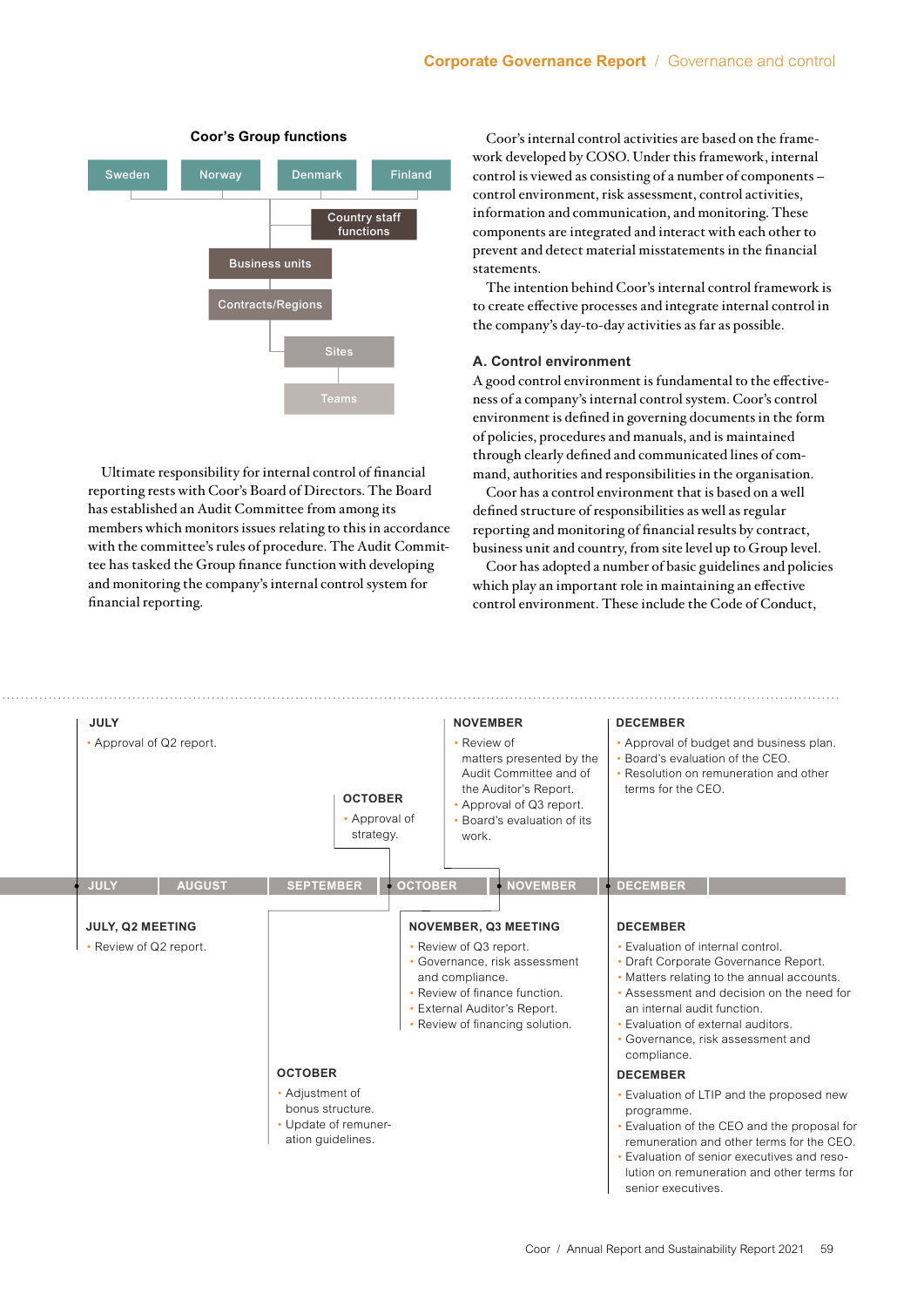### Coor's Group functions

Sweden | Norway | Denmark | Finland

- Country staff functions
- Business units
- Contracts/Regions
- Sites
- Teams

Ultimate responsibility for internal control of financial reporting rests with Coor's Board of Directors. The Board has established an Audit Committee from among its members which monitors issues relating to this in accordance with the committee's rules of procedure. The Audit Committee has tasked the Group finance function with developing and monitoring the company's internal control system for financial reporting.

Coor's internal control activities are based on the framework developed by COSO. Under this framework, internal control is viewed as consisting of a number of components – control environment, risk assessment, control activities, information and communication, and monitoring. These components are integrated and interact with each other to prevent and detect material misstatements in the financial statements.

The intention behind Coor's internal control framework is to create effective processes and integrate internal control in the company's day-to-day activities as far as possible.

### A. Control environment

A good control environment is fundamental to the effectiveness of a company's internal control system. Coor's control environment is defined in governing documents in the form of policies, procedures and manuals, and is maintained through clearly defined and communicated lines of command, authorities and responsibilities in the organisation.

Coor has a control environment that is based on a well defined structure of responsibilities as well as regular reporting and monitoring of financial results by contract, business unit and country, from site level up to Group level.

Coor has adopted a number of basic guidelines and policies which play an important role in maintaining an effective control environment. These include the Code of Conduct,

---

**JULY**
- Approval of Q2 report.

**OCTOBER**
- Approval of strategy.

**NOVEMBER**
- Review of matters presented by the Audit Committee and of the Auditor's Report.
- Approval of Q3 report.
- Board's evaluation of its work.

**DECEMBER**
- Approval of budget and business plan.
- Board's evaluation of the CEO.
- Resolution on remuneration and other terms for the CEO.

JULY | AUGUST | SEPTEMBER | OCTOBER | NOVEMBER | DECEMBER

**JULY, Q2 MEETING**
- Review of Q2 report.

**OCTOBER**
- Adjustment of bonus structure.
- Update of remuneration guidelines.

**NOVEMBER, Q3 MEETING**
- Review of Q3 report.
- Governance, risk assessment and compliance.
- Review of finance function.
- External Auditor's Report.
- Review of financing solution.

**DECEMBER**
- Evaluation of internal control.
- Draft Corporate Governance Report.
- Matters relating to the annual accounts.
- Assessment and decision on the need for an internal audit function.
- Evaluation of external auditors.
- Governance, risk assessment and compliance.

**DECEMBER**
- Evaluation of LTIP and the proposed new programme.
- Evaluation of the CEO and the proposal for remuneration and other terms for the CEO.
- Evaluation of senior executives and resolution on remuneration and other terms for senior executives.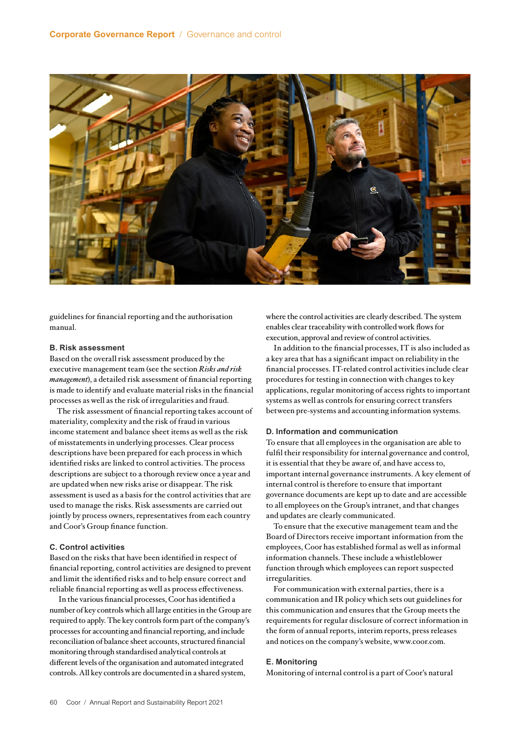guidelines for financial reporting and the authorisation manual.

### B. Risk assessment

Based on the overall risk assessment produced by the executive management team (see the section *Risks and risk management*), a detailed risk assessment of financial reporting is made to identify and evaluate material risks in the financial processes as well as the risk of irregularities and fraud.

The risk assessment of financial reporting takes account of materiality, complexity and the risk of fraud in various income statement and balance sheet items as well as the risk of misstatements in underlying processes. Clear process descriptions have been prepared for each process in which identified risks are linked to control activities. The process descriptions are subject to a thorough review once a year and are updated when new risks arise or disappear. The risk assessment is used as a basis for the control activities that are used to manage the risks. Risk assessments are carried out jointly by process owners, representatives from each country and Coor's Group finance function.

### C. Control activities

Based on the risks that have been identified in respect of financial reporting, control activities are designed to prevent and limit the identified risks and to help ensure correct and reliable financial reporting as well as process effectiveness.

In the various financial processes, Coor has identified a number of key controls which all large entities in the Group are required to apply. The key controls form part of the company's processes for accounting and financial reporting, and include reconciliation of balance sheet accounts, structured financial monitoring through standardised analytical controls at different levels of the organisation and automated integrated controls. All key controls are documented in a shared system, where the control activities are clearly described. The system enables clear traceability with controlled work flows for execution, approval and review of control activities.

In addition to the financial processes, IT is also included as a key area that has a significant impact on reliability in the financial processes. IT-related control activities include clear procedures for testing in connection with changes to key applications, regular monitoring of access rights to important systems as well as controls for ensuring correct transfers between pre-systems and accounting information systems.

### D. Information and communication

To ensure that all employees in the organisation are able to fulfil their responsibility for internal governance and control, it is essential that they be aware of, and have access to, important internal governance instruments. A key element of internal control is therefore to ensure that important governance documents are kept up to date and are accessible to all employees on the Group's intranet, and that changes and updates are clearly communicated.

To ensure that the executive management team and the Board of Directors receive important information from the employees, Coor has established formal as well as informal information channels. These include a whistleblower function through which employees can report suspected irregularities.

For communication with external parties, there is a communication and IR policy which sets out guidelines for this communication and ensures that the Group meets the requirements for regular disclosure of correct information in the form of annual reports, interim reports, press releases and notices on the company's website, www.coor.com.

### E. Monitoring

Monitoring of internal control is a part of Coor's natural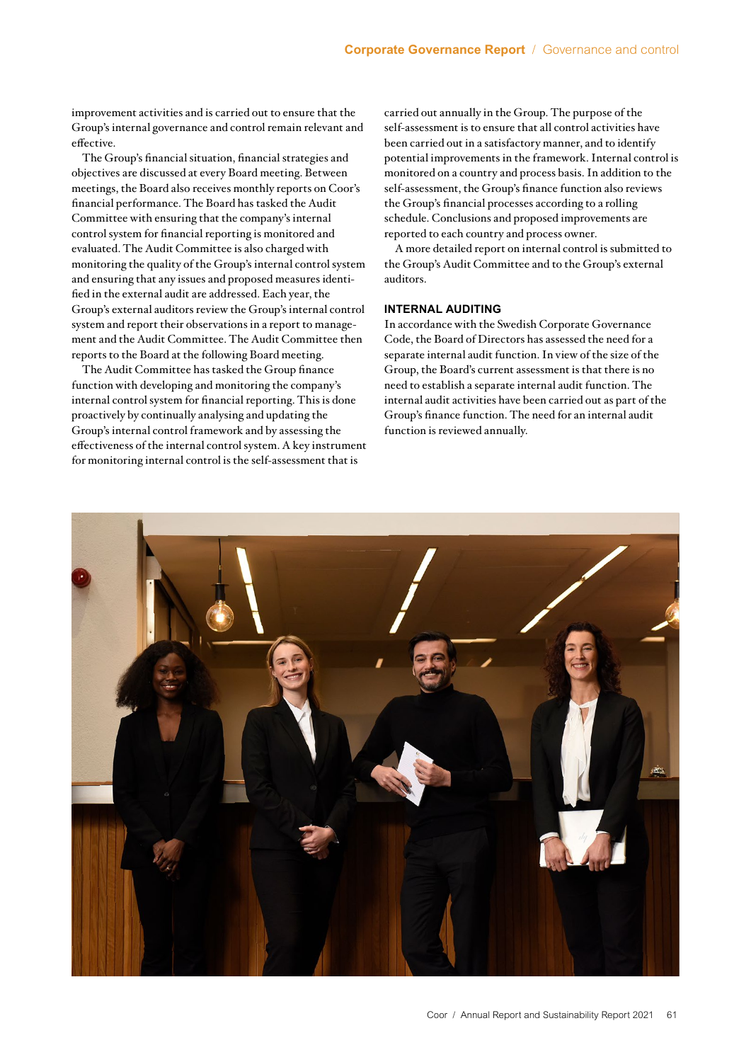improvement activities and is carried out to ensure that the Group's internal governance and control remain relevant and effective.

The Group's financial situation, financial strategies and objectives are discussed at every Board meeting. Between meetings, the Board also receives monthly reports on Coor's financial performance. The Board has tasked the Audit Committee with ensuring that the company's internal control system for financial reporting is monitored and evaluated. The Audit Committee is also charged with monitoring the quality of the Group's internal control system and ensuring that any issues and proposed measures identified in the external audit are addressed. Each year, the Group's external auditors review the Group's internal control system and report their observations in a report to management and the Audit Committee. The Audit Committee then reports to the Board at the following Board meeting.

The Audit Committee has tasked the Group finance function with developing and monitoring the company's internal control system for financial reporting. This is done proactively by continually analysing and updating the Group's internal control framework and by assessing the effectiveness of the internal control system. A key instrument for monitoring internal control is the self-assessment that is carried out annually in the Group. The purpose of the self-assessment is to ensure that all control activities have been carried out in a satisfactory manner, and to identify potential improvements in the framework. Internal control is monitored on a country and process basis. In addition to the self-assessment, the Group's finance function also reviews the Group's financial processes according to a rolling schedule. Conclusions and proposed improvements are reported to each country and process owner.

A more detailed report on internal control is submitted to the Group's Audit Committee and to the Group's external auditors.

### INTERNAL AUDITING

In accordance with the Swedish Corporate Governance Code, the Board of Directors has assessed the need for a separate internal audit function. In view of the size of the Group, the Board's current assessment is that there is no need to establish a separate internal audit function. The internal audit activities have been carried out as part of the Group's finance function. The need for an internal audit function is reviewed annually.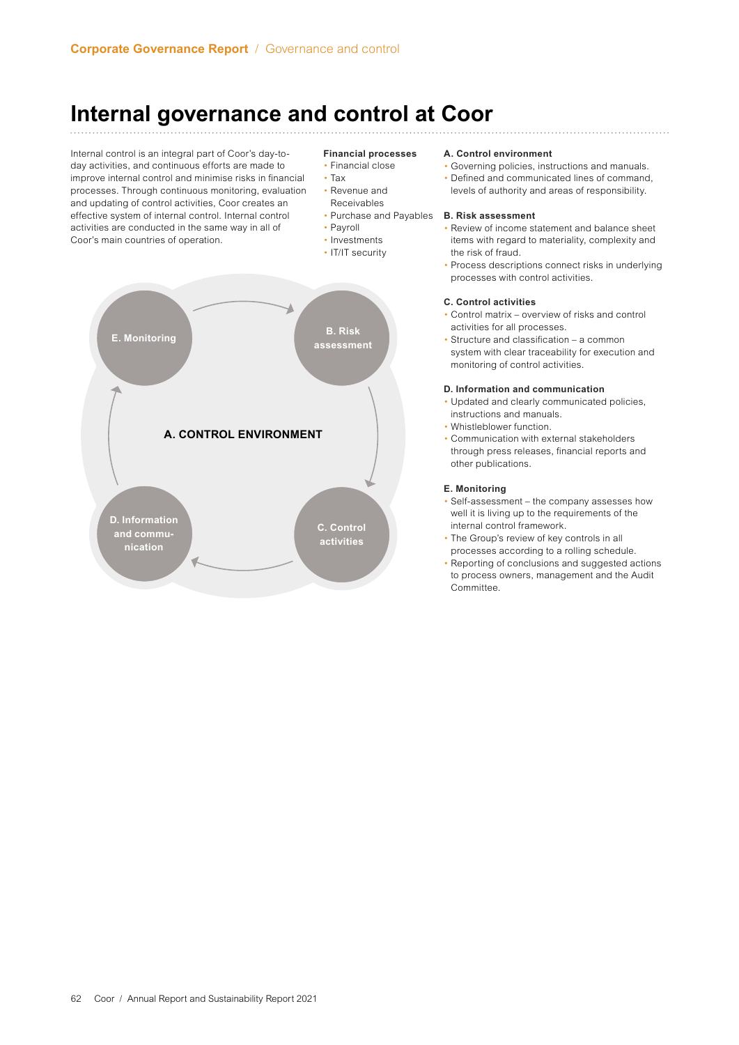# Internal governance and control at Coor

Internal control is an integral part of Coor's day-to-day activities, and continuous efforts are made to improve internal control and minimise risks in financial processes. Through continuous monitoring, evaluation and updating of control activities, Coor creates an effective system of internal control. Internal control activities are conducted in the same way in all of Coor's main countries of operation.

**Financial processes**

- Financial close
- Tax
- Revenue and Receivables
- Purchase and Payables
- Payroll
- Investments
- IT/IT security

E. Monitoring

B. Risk assessment

A. CONTROL ENVIRONMENT

D. Information and communication

C. Control activities

**A. Control environment**

- Governing policies, instructions and manuals.
- Defined and communicated lines of command, levels of authority and areas of responsibility.

**B. Risk assessment**

- Review of income statement and balance sheet items with regard to materiality, complexity and the risk of fraud.
- Process descriptions connect risks in underlying processes with control activities.

**C. Control activities**

- Control matrix – overview of risks and control activities for all processes.
- Structure and classification – a common system with clear traceability for execution and monitoring of control activities.

**D. Information and communication**

- Updated and clearly communicated policies, instructions and manuals.
- Whistleblower function.
- Communication with external stakeholders through press releases, financial reports and other publications.

**E. Monitoring**

- Self-assessment – the company assesses how well it is living up to the requirements of the internal control framework.
- The Group's review of key controls in all processes according to a rolling schedule.
- Reporting of conclusions and suggested actions to process owners, management and the Audit Committee.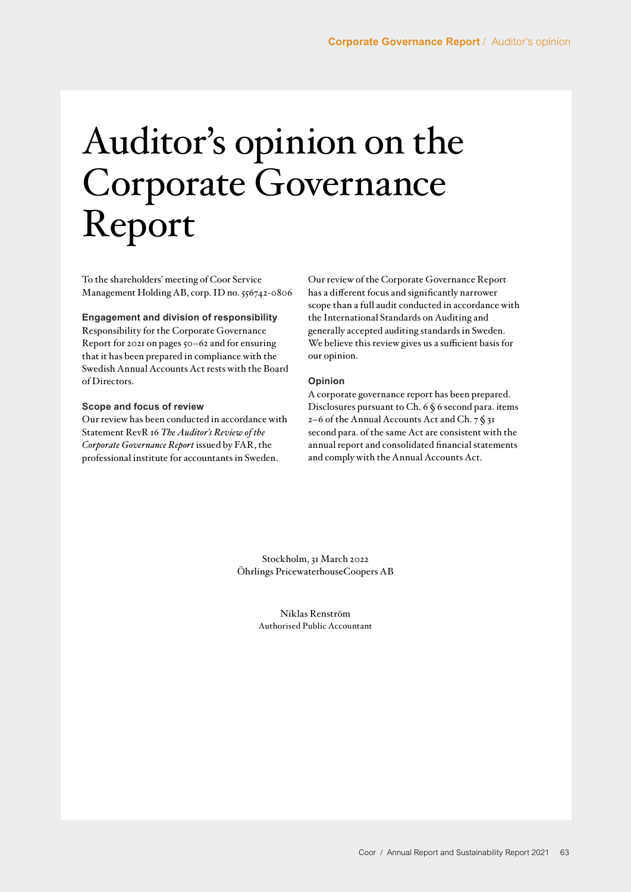// Auditor's opinion on the Corporate Governance Report

# Auditor's opinion on the Corporate Governance Report

To the shareholders' meeting of Coor Service Management Holding AB, corp. ID no. 556742-0806

### Engagement and division of responsibility

Responsibility for the Corporate Governance Report for 2021 on pages 50–62 and for ensuring that it has been prepared in compliance with the Swedish Annual Accounts Act rests with the Board of Directors.

### Scope and focus of review

Our review has been conducted in accordance with Statement RevR 16 *The Auditor's Review of the Corporate Governance Report* issued by FAR, the professional institute for accountants in Sweden.

Our review of the Corporate Governance Report has a different focus and significantly narrower scope than a full audit conducted in accordance with the International Standards on Auditing and generally accepted auditing standards in Sweden. We believe this review gives us a sufficient basis for our opinion.

### Opinion

A corporate governance report has been prepared. Disclosures pursuant to Ch. 6 § 6 second para. items 2–6 of the Annual Accounts Act and Ch. 7 § 31 second para. of the same Act are consistent with the annual report and consolidated financial statements and comply with the Annual Accounts Act.

Stockholm, 31 March 2022
Öhrlings PricewaterhouseCoopers AB

Niklas Renström
Authorised Public Accountant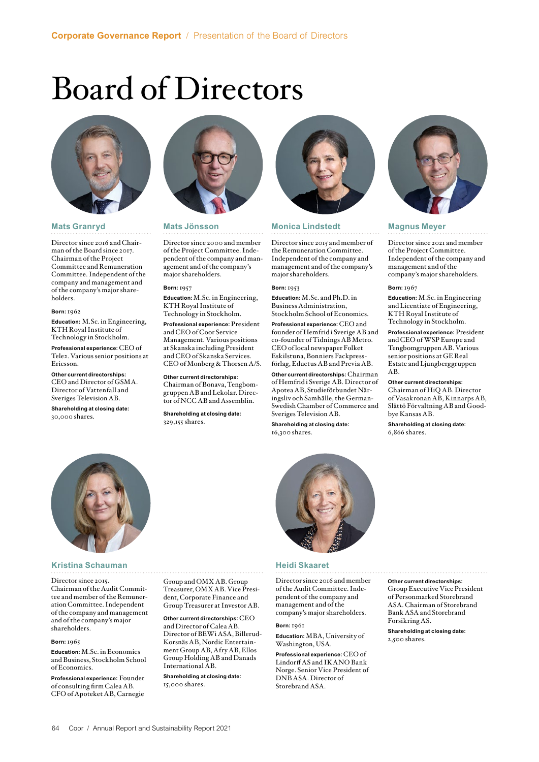# Board of Directors

### Mats Granryd

Director since 2016 and Chairman of the Board since 2017. Chairman of the Project Committee and Remuneration Committee. Independent of the company and management and of the company's major shareholders.

**Born:** 1962

**Education:** M.Sc. in Engineering, KTH Royal Institute of Technology in Stockholm.

**Professional experience:** CEO of Tele2. Various senior positions at Ericsson.

**Other current directorships:** CEO and Director of GSMA. Director of Vattenfall and Sveriges Television AB.

**Shareholding at closing date:** 30,000 shares.

### Mats Jönsson

Director since 2000 and member of the Project Committee. Independent of the company and management and of the company's major shareholders.

**Born:** 1957

**Education:** M.Sc. in Engineering, KTH Royal Institute of Technology in Stockholm.

**Professional experience:** President and CEO of Coor Service Management. Various positions at Skanska including President and CEO of Skanska Services. CEO of Monberg & Thorsen A/S.

**Other current directorships:** Chairman of Bonava, Tengbomgruppen AB and Lekolar. Director of NCC AB and Assemblin.

**Shareholding at closing date:** 329,155 shares.

### Monica Lindstedt

Director since 2015 and member of the Remuneration Committee. Independent of the company and management and of the company's major shareholders.

**Born:** 1953

**Education:** M.Sc. and Ph.D. in Business Administration, Stockholm School of Economics.

**Professional experience:** CEO and founder of Hemfrid i Sverige AB and co-founder of Tidnings AB Metro. CEO of local newspaper Folket Eskilstuna, Bonniers Fackpressförlag, Eductus AB and Previa AB.

**Other current directorships:** Chairman of Hemfrid i Sverige AB. Director of Apotea AB, Studieförbundet Näringsliv och Samhälle, the German-Swedish Chamber of Commerce and Sveriges Television AB.

**Shareholding at closing date:** 16,300 shares.

### Magnus Meyer

Director since 2021 and member of the Project Committee. Independent of the company and management and of the company's major shareholders.

**Born:** 1967

**Education:** M.Sc. in Engineering and Licentiate of Engineering, KTH Royal Institute of Technology in Stockholm.

**Professional experience:** President and CEO of WSP Europe and Tengbomgruppen AB. Various senior positions at GE Real Estate and Ljungberggruppen AB.

**Other current directorships:** Chairman of HiQ AB. Director of Vasakronan AB, Kinnarps AB, Slättö Förvaltning AB and Goodbye Kansas AB.

**Shareholding at closing date:** 6,866 shares.

### Kristina Schauman

Director since 2015. Chairman of the Audit Committee and member of the Remuneration Committee. Independent of the company and management and of the company's major shareholders.

**Born:** 1965

**Education:** M.Sc. in Economics and Business, Stockholm School of Economics.

**Professional experience:** Founder of consulting firm Calea AB. CFO of Apoteket AB, Carnegie Group and OMX AB. Group Treasurer, OMX AB. Vice President, Corporate Finance and Group Treasurer at Investor AB.

**Other current directorships:** CEO and Director of Calea AB. Director of BEWi ASA, Billerud-Korsnäs AB, Nordic Entertainment Group AB, Afry AB, Ellos Group Holding AB and Danads International AB.

**Shareholding at closing date:** 15,000 shares.

### Heidi Skaaret

Director since 2016 and member of the Audit Committee. Independent of the company and management and of the company's major shareholders.

**Born:** 1961

**Education:** MBA, University of Washington, USA.

**Professional experience:** CEO of Lindorff AS and IKANO Bank Norge. Senior Vice President of DNB ASA. Director of Storebrand ASA.

**Other current directorships:** Group Executive Vice President of Personmarked Storebrand ASA. Chairman of Storebrand Bank ASA and Storebrand Forsikring AS.

**Shareholding at closing date:** 2,500 shares.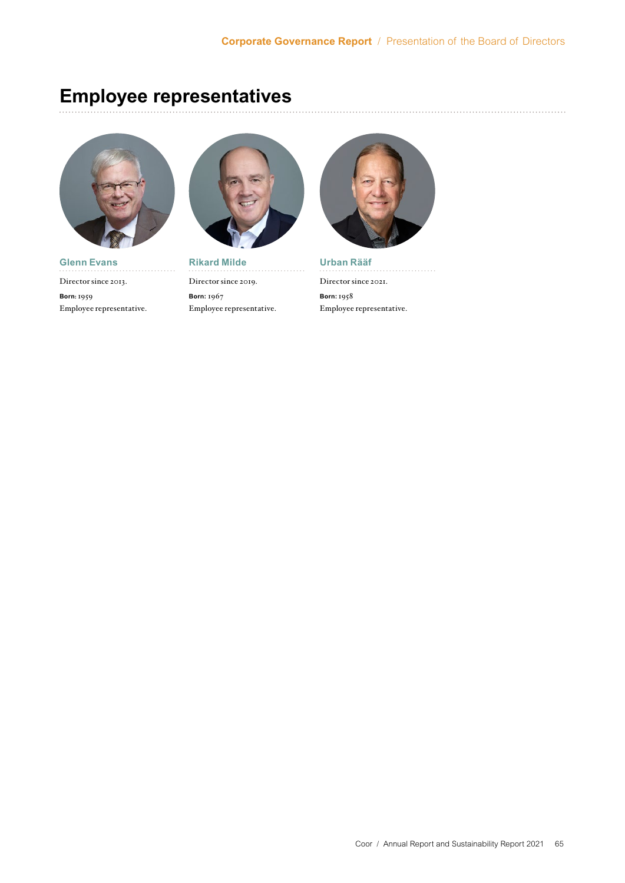# Employee representatives

### Glenn Evans

Director since 2013.

**Born:** 1959

Employee representative.

### Rikard Milde

Director since 2019.

**Born:** 1967

Employee representative.

### Urban Rääf

Director since 2021.

**Born:** 1958

Employee representative.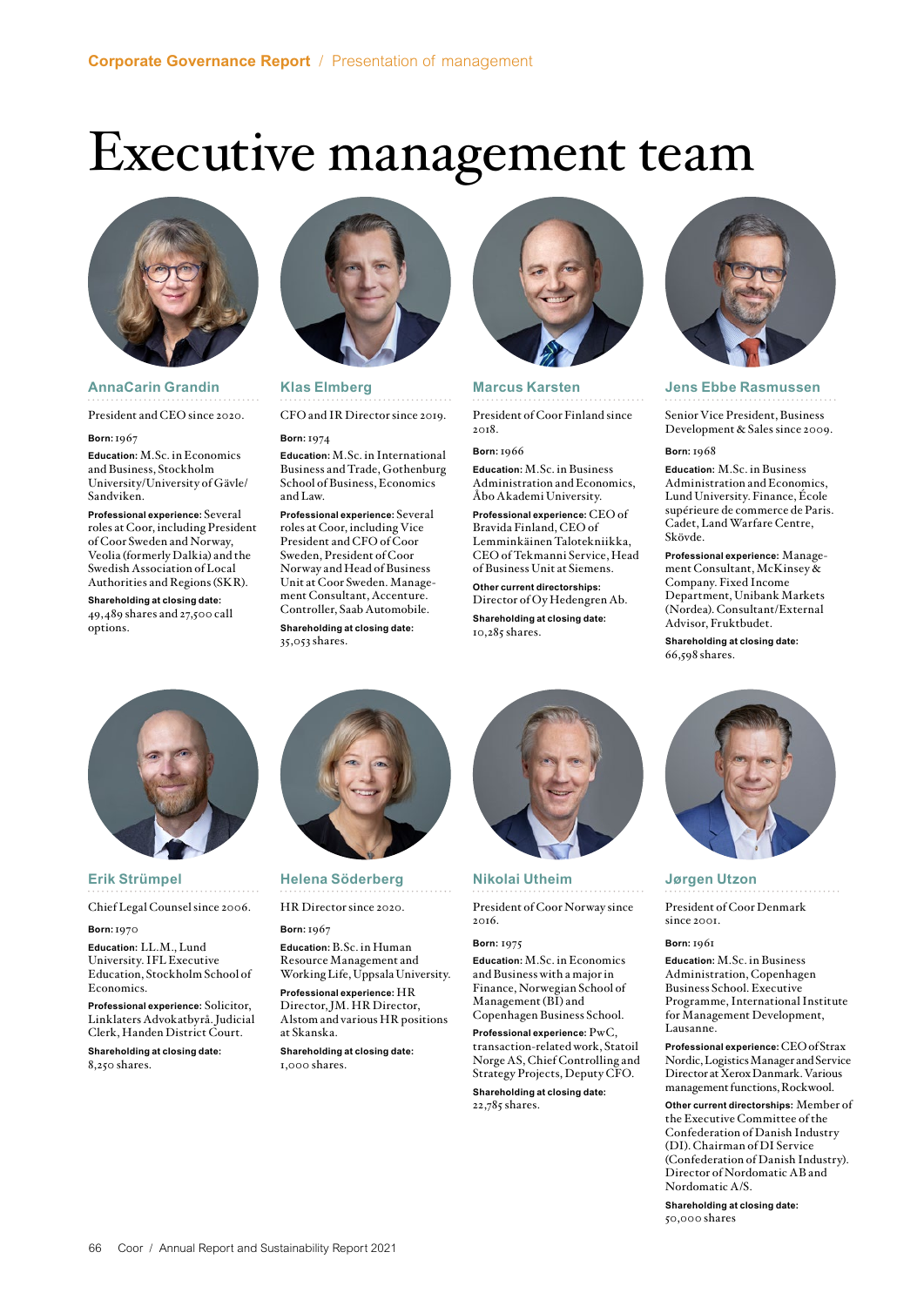# Executive management team

## AnnaCarin Grandin

President and CEO since 2020.

**Born:** 1967

**Education:** M.Sc. in Economics and Business, Stockholm University/University of Gävle/Sandviken.

**Professional experience:** Several roles at Coor, including President of Coor Sweden and Norway, Veolia (formerly Dalkia) and the Swedish Association of Local Authorities and Regions (SKR).

**Shareholding at closing date:** 49,489 shares and 27,500 call options.

## Klas Elmberg

CFO and IR Director since 2019.

**Born:** 1974

**Education:** M.Sc. in International Business and Trade, Gothenburg School of Business, Economics and Law.

**Professional experience:** Several roles at Coor, including Vice President and CFO of Coor Sweden, President of Coor Norway and Head of Business Unit at Coor Sweden. Management Consultant, Accenture. Controller, Saab Automobile.

**Shareholding at closing date:** 35,053 shares.

## Marcus Karsten

President of Coor Finland since 2018.

**Born:** 1966

**Education:** M.Sc. in Business Administration and Economics, Åbo Akademi University.

**Professional experience:** CEO of Bravida Finland, CEO of Lemminkäinen Talotekniikka, CEO of Tekmanni Service, Head of Business Unit at Siemens.

**Other current directorships:** Director of Oy Hedengren Ab.

**Shareholding at closing date:** 10,285 shares.

## Jens Ebbe Rasmussen

Senior Vice President, Business Development & Sales since 2009.

**Born:** 1968

**Education:** M.Sc. in Business Administration and Economics, Lund University. Finance, École supérieure de commerce de Paris. Cadet, Land Warfare Centre, Skövde.

**Professional experience:** Management Consultant, McKinsey & Company. Fixed Income Department, Unibank Markets (Nordea). Consultant/External Advisor, Fruktbudet.

**Shareholding at closing date:** 66,598 shares.

## Erik Strümpel

Chief Legal Counsel since 2006.

**Born:** 1970

**Education:** LL.M., Lund University. IFL Executive Education, Stockholm School of Economics.

**Professional experience:** Solicitor, Linklaters Advokatbyrå. Judicial Clerk, Handen District Court.

**Shareholding at closing date:** 8,250 shares.

## Helena Söderberg

HR Director since 2020.

**Born:** 1967

**Education:** B.Sc. in Human Resource Management and Working Life, Uppsala University.

**Professional experience:** HR Director, JM. HR Director, Alstom and various HR positions at Skanska.

**Shareholding at closing date:** 1,000 shares.

## Nikolai Utheim

President of Coor Norway since 2016.

**Born:** 1975

**Education:** M.Sc. in Economics and Business with a major in Finance, Norwegian School of Management (BI) and Copenhagen Business School.

**Professional experience:** PwC, transaction-related work, Statoil Norge AS, Chief Controlling and Strategy Projects, Deputy CFO.

**Shareholding at closing date:** 22,785 shares.

## Jørgen Utzon

President of Coor Denmark since 2001.

**Born:** 1961

**Education:** M.Sc. in Business Administration, Copenhagen Business School. Executive Programme, International Institute for Management Development, Lausanne.

**Professional experience:** CEO of Strax Nordic, Logistics Manager and Service Director at Xerox Danmark. Various management functions, Rockwool.

**Other current directorships:** Member of the Executive Committee of the Confederation of Danish Industry (DI). Chairman of DI Service (Confederation of Danish Industry). Director of Nordomatic AB and Nordomatic A/S.

**Shareholding at closing date:** 50,000 shares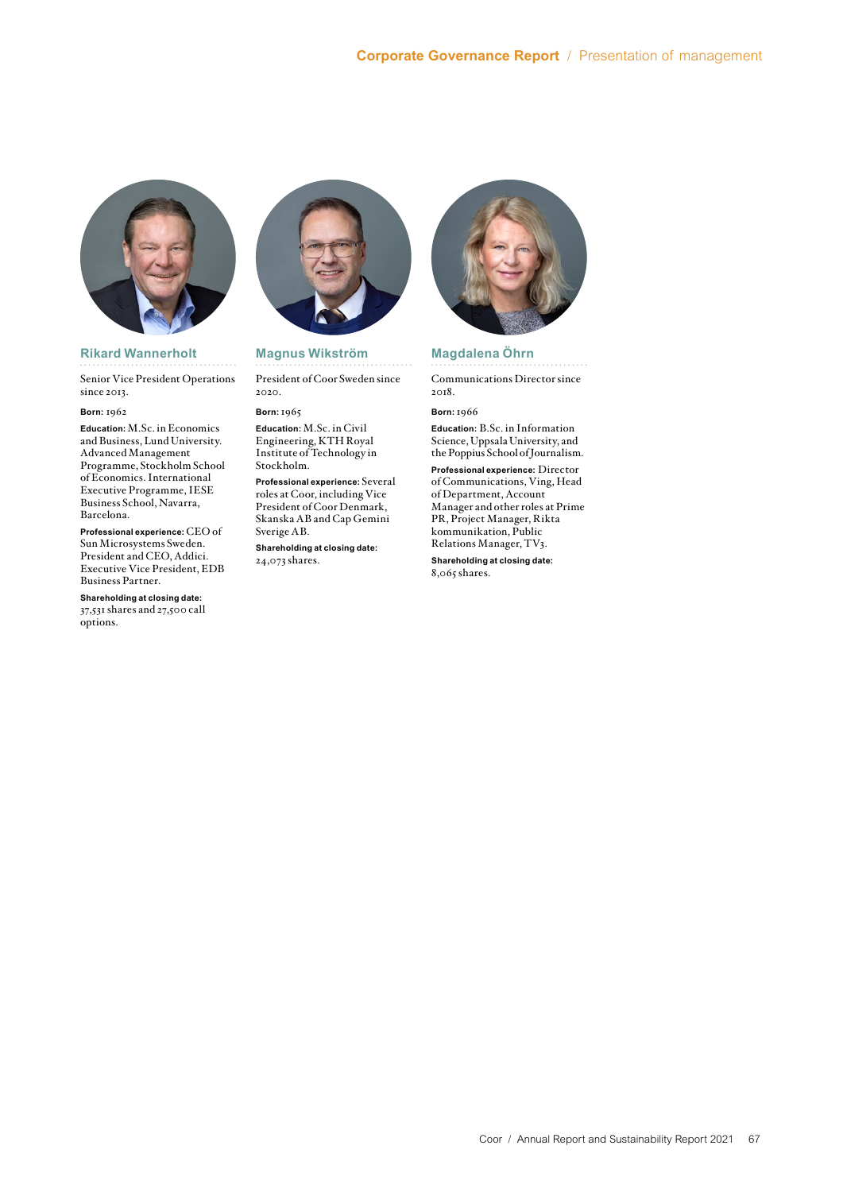### Rikard Wannerholt

Senior Vice President Operations since 2013.

**Born:** 1962

**Education:** M.Sc. in Economics and Business, Lund University. Advanced Management Programme, Stockholm School of Economics. International Executive Programme, IESE Business School, Navarra, Barcelona.

**Professional experience:** CEO of Sun Microsystems Sweden. President and CEO, Addici. Executive Vice President, EDB Business Partner.

**Shareholding at closing date:** 37,531 shares and 27,500 call options.

### Magnus Wikström

President of Coor Sweden since 2020.

**Born:** 1965

**Education:** M.Sc. in Civil Engineering, KTH Royal Institute of Technology in Stockholm.

**Professional experience:** Several roles at Coor, including Vice President of Coor Denmark, Skanska AB and Cap Gemini Sverige AB.

**Shareholding at closing date:** 24,073 shares.

### Magdalena Öhrn

Communications Director since 2018.

**Born:** 1966

**Education:** B.Sc. in Information Science, Uppsala University, and the Poppius School of Journalism.

**Professional experience:** Director of Communications, Ving, Head of Department, Account Manager and other roles at Prime PR, Project Manager, Rikta kommunikation, Public Relations Manager, TV3.

**Shareholding at closing date:** 8,065 shares.